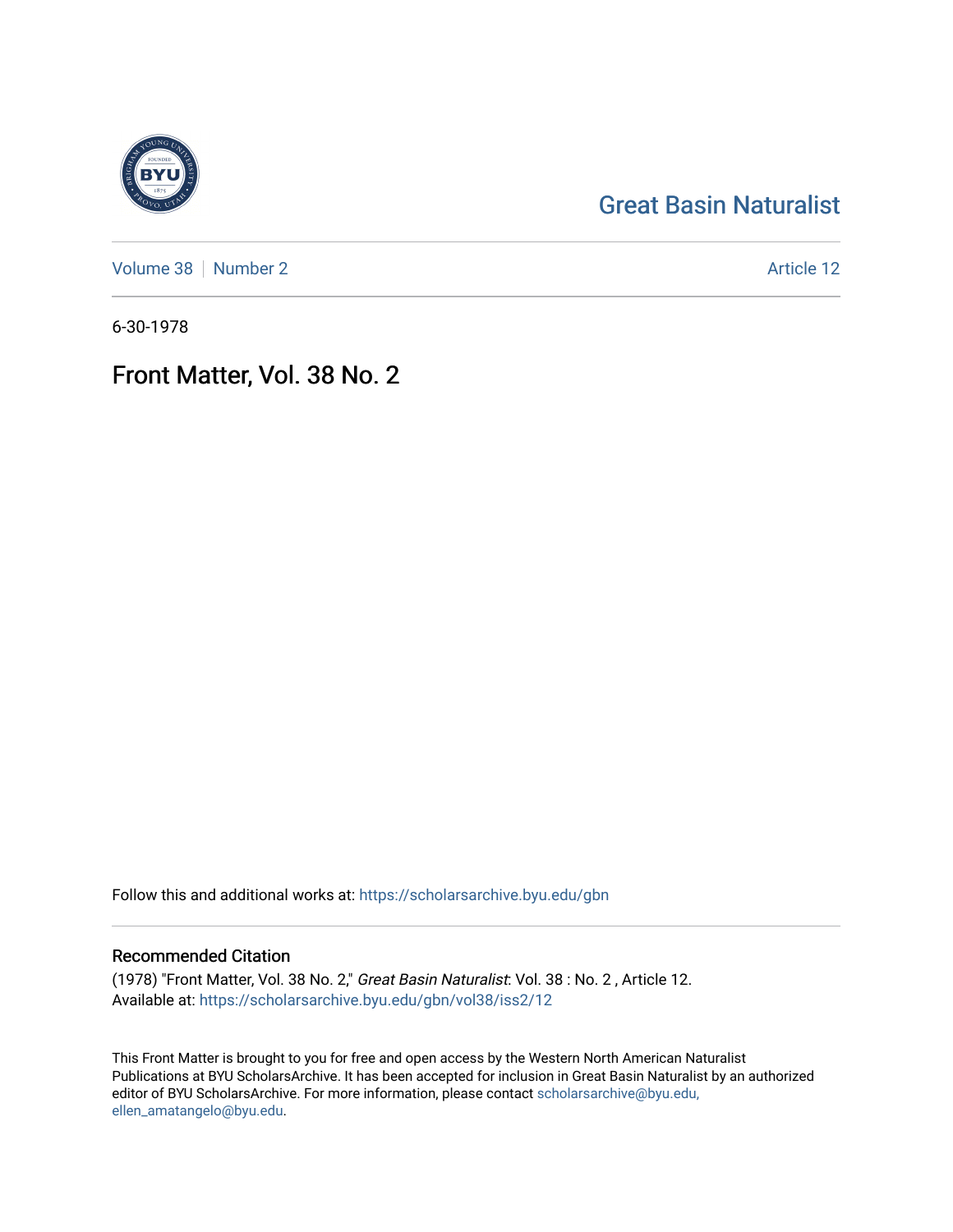Great Basin Naturalist

Volume 38 | Number 2

Article 12

6-30-1978

# Front Matter, Vol. 38 No. 2

Follow this and additional works at: https://scholarsarchive.byu.edu/gbn

## Recommended Citation

(1978) "Front Matter, Vol. 38 No. 2," *Great Basin Naturalist*: Vol. 38 : No. 2 , Article 12.
Available at: https://scholarsarchive.byu.edu/gbn/vol38/iss2/12

This Front Matter is brought to you for free and open access by the Western North American Naturalist Publications at BYU ScholarsArchive. It has been accepted for inclusion in Great Basin Naturalist by an authorized editor of BYU ScholarsArchive. For more information, please contact scholarsarchive@byu.edu, ellen_amatangelo@byu.edu.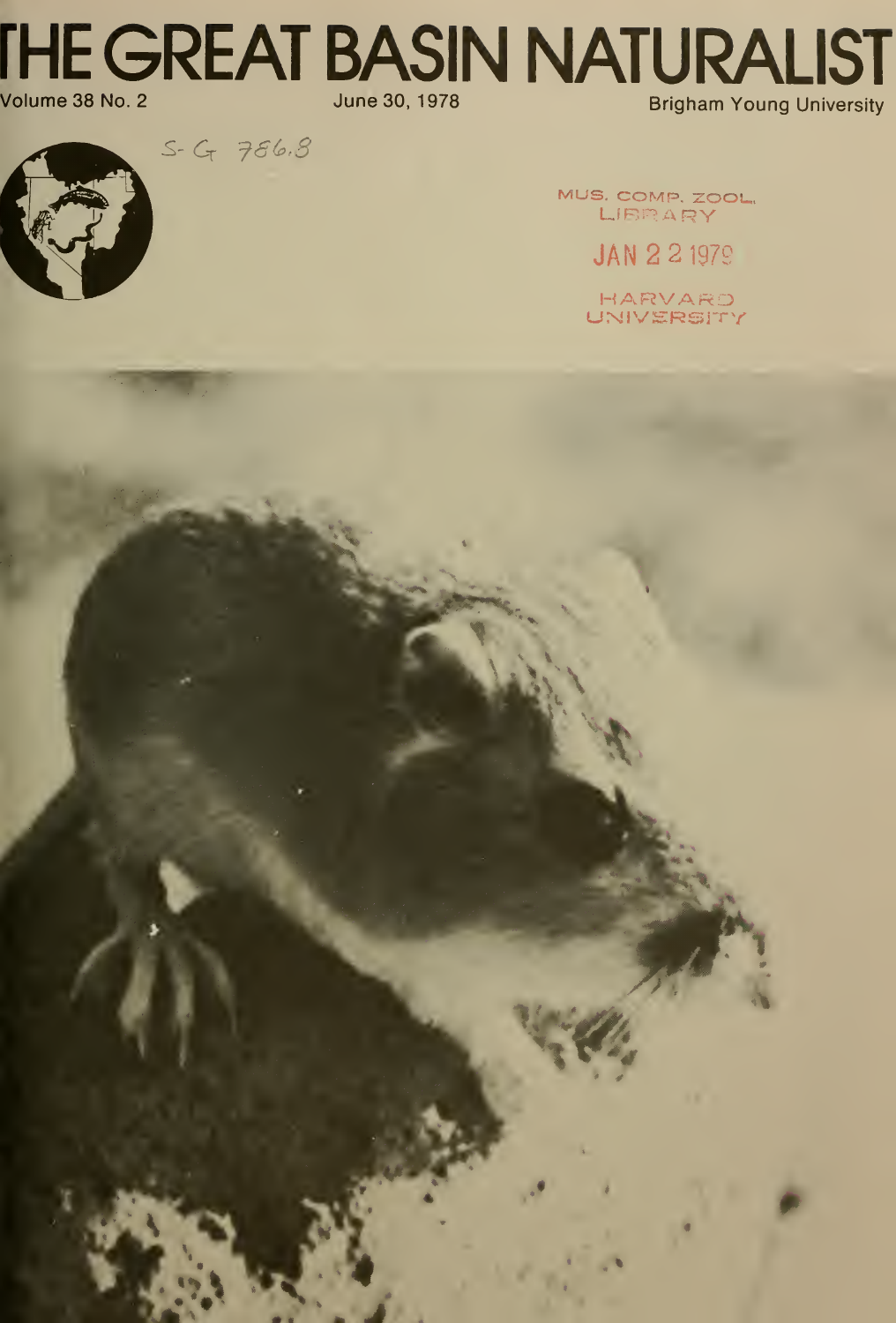# THE GREAT BASIN NATURALIST

Volume 38 No. 2

June 30, 1978

Brigham Young University

S-G 786.8

MUS. COMP. ZOOL. LIBRARY

JAN 22 1979

HARVARD UNIVERSITY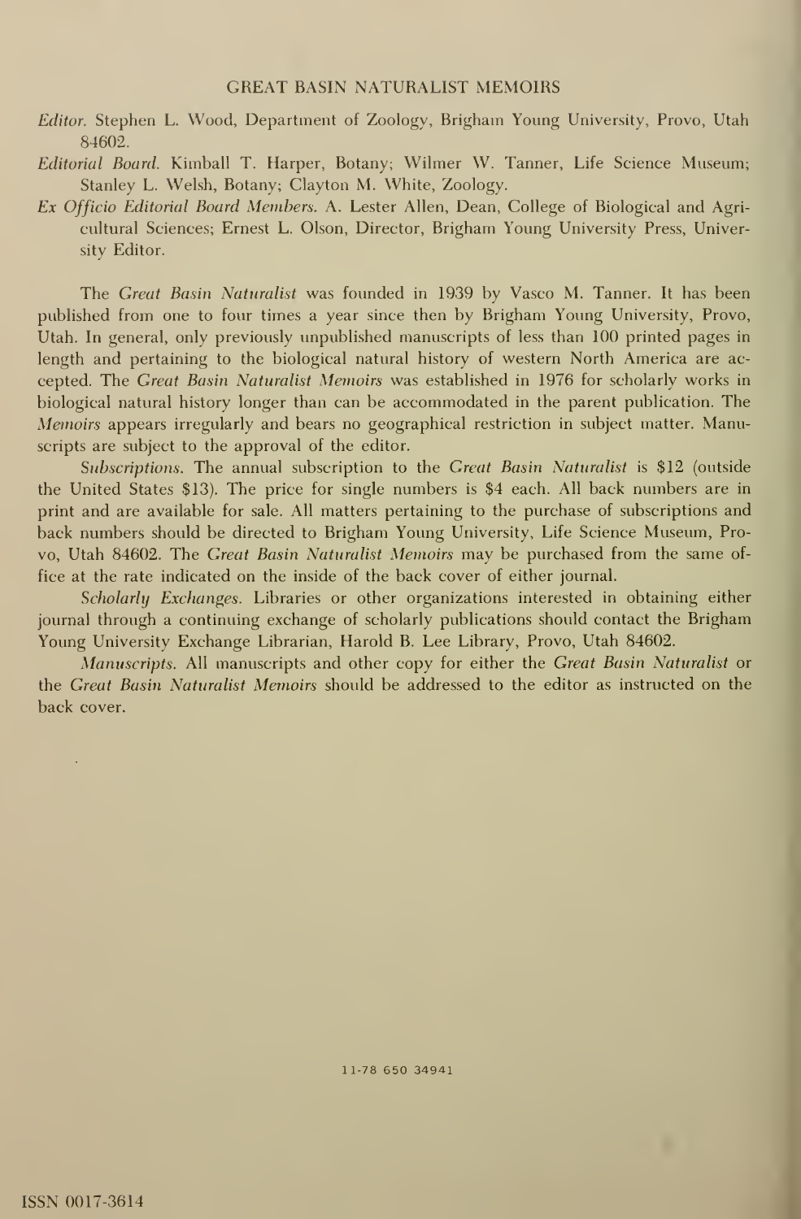# GREAT BASIN NATURALIST MEMOIRS

*Editor.* Stephen L. Wood, Department of Zoology, Brigham Young University, Provo, Utah 84602.

*Editorial Board.* Kimball T. Harper, Botany; Wilmer W. Tanner, Life Science Museum; Stanley L. Welsh, Botany; Clayton M. White, Zoology.

*Ex Officio Editorial Board Members.* A. Lester Allen, Dean, College of Biological and Agricultural Sciences; Ernest L. Olson, Director, Brigham Young University Press, University Editor.

The *Great Basin Naturalist* was founded in 1939 by Vasco M. Tanner. It has been published from one to four times a year since then by Brigham Young University, Provo, Utah. In general, only previously unpublished manuscripts of less than 100 printed pages in length and pertaining to the biological natural history of western North America are accepted. The *Great Basin Naturalist Memoirs* was established in 1976 for scholarly works in biological natural history longer than can be accommodated in the parent publication. The *Memoirs* appears irregularly and bears no geographical restriction in subject matter. Manuscripts are subject to the approval of the editor.

*Subscriptions.* The annual subscription to the *Great Basin Naturalist* is $12 (outside the United States $13). The price for single numbers is $4 each. All back numbers are in print and are available for sale. All matters pertaining to the purchase of subscriptions and back numbers should be directed to Brigham Young University, Life Science Museum, Provo, Utah 84602. The *Great Basin Naturalist Memoirs* may be purchased from the same office at the rate indicated on the inside of the back cover of either journal.

*Scholarly Exchanges.* Libraries or other organizations interested in obtaining either journal through a continuing exchange of scholarly publications should contact the Brigham Young University Exchange Librarian, Harold B. Lee Library, Provo, Utah 84602.

*Manuscripts.* All manuscripts and other copy for either the *Great Basin Naturalist* or the *Great Basin Naturalist Memoirs* should be addressed to the editor as instructed on the back cover.

11-78 650 34941

ISSN 0017-3614